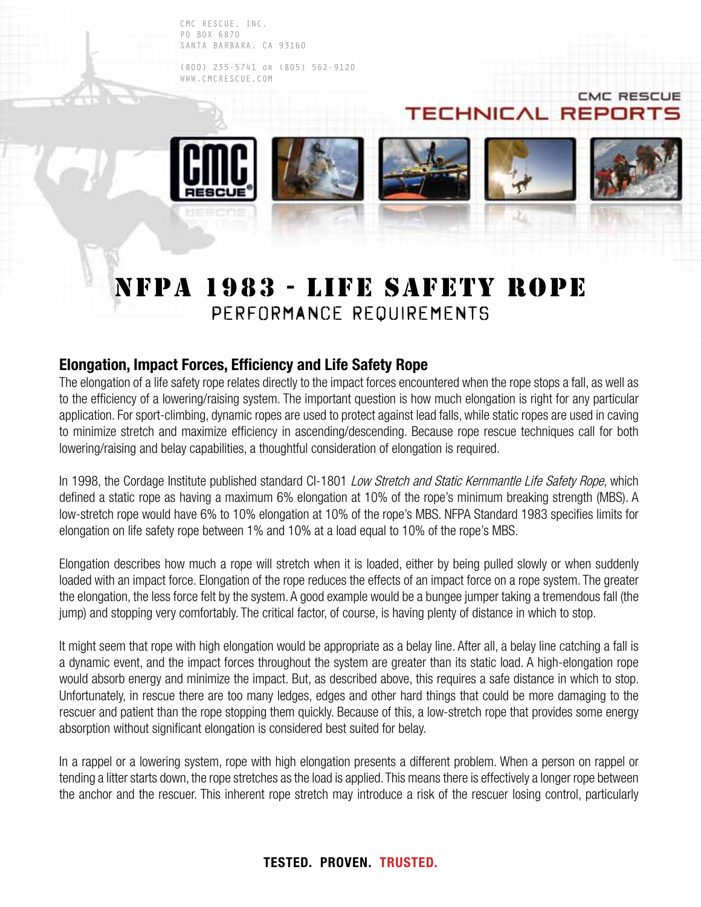CMC RESCUE, INC.
PO BOX 6870
SANTA BARBARA, CA 93160

(800) 235-5741 or (805) 562-9120
WWW.CMCRESCUE.COM

CMC RESCUE
TECHNICAL REPORTS

# NFPA 1983 - LIFE SAFETY ROPE
## PERFORMANCE REQUIREMENTS

### Elongation, Impact Forces, Efficiency and Life Safety Rope

The elongation of a life safety rope relates directly to the impact forces encountered when the rope stops a fall, as well as to the efficiency of a lowering/raising system. The important question is how much elongation is right for any particular application. For sport-climbing, dynamic ropes are used to protect against lead falls, while static ropes are used in caving to minimize stretch and maximize efficiency in ascending/descending. Because rope rescue techniques call for both lowering/raising and belay capabilities, a thoughtful consideration of elongation is required.

In 1998, the Cordage Institute published standard CI-1801 *Low Stretch and Static Kernmantle Life Safety Rope*, which defined a static rope as having a maximum 6% elongation at 10% of the rope's minimum breaking strength (MBS). A low-stretch rope would have 6% to 10% elongation at 10% of the rope's MBS. NFPA Standard 1983 specifies limits for elongation on life safety rope between 1% and 10% at a load equal to 10% of the rope's MBS.

Elongation describes how much a rope will stretch when it is loaded, either by being pulled slowly or when suddenly loaded with an impact force. Elongation of the rope reduces the effects of an impact force on a rope system. The greater the elongation, the less force felt by the system. A good example would be a bungee jumper taking a tremendous fall (the jump) and stopping very comfortably. The critical factor, of course, is having plenty of distance in which to stop.

It might seem that rope with high elongation would be appropriate as a belay line. After all, a belay line catching a fall is a dynamic event, and the impact forces throughout the system are greater than its static load. A high-elongation rope would absorb energy and minimize the impact. But, as described above, this requires a safe distance in which to stop. Unfortunately, in rescue there are too many ledges, edges and other hard things that could be more damaging to the rescuer and patient than the rope stopping them quickly. Because of this, a low-stretch rope that provides some energy absorption without significant elongation is considered best suited for belay.

In a rappel or a lowering system, rope with high elongation presents a different problem. When a person on rappel or tending a litter starts down, the rope stretches as the load is applied. This means there is effectively a longer rope between the anchor and the rescuer. This inherent rope stretch may introduce a risk of the rescuer losing control, particularly

**TESTED. PROVEN. TRUSTED.**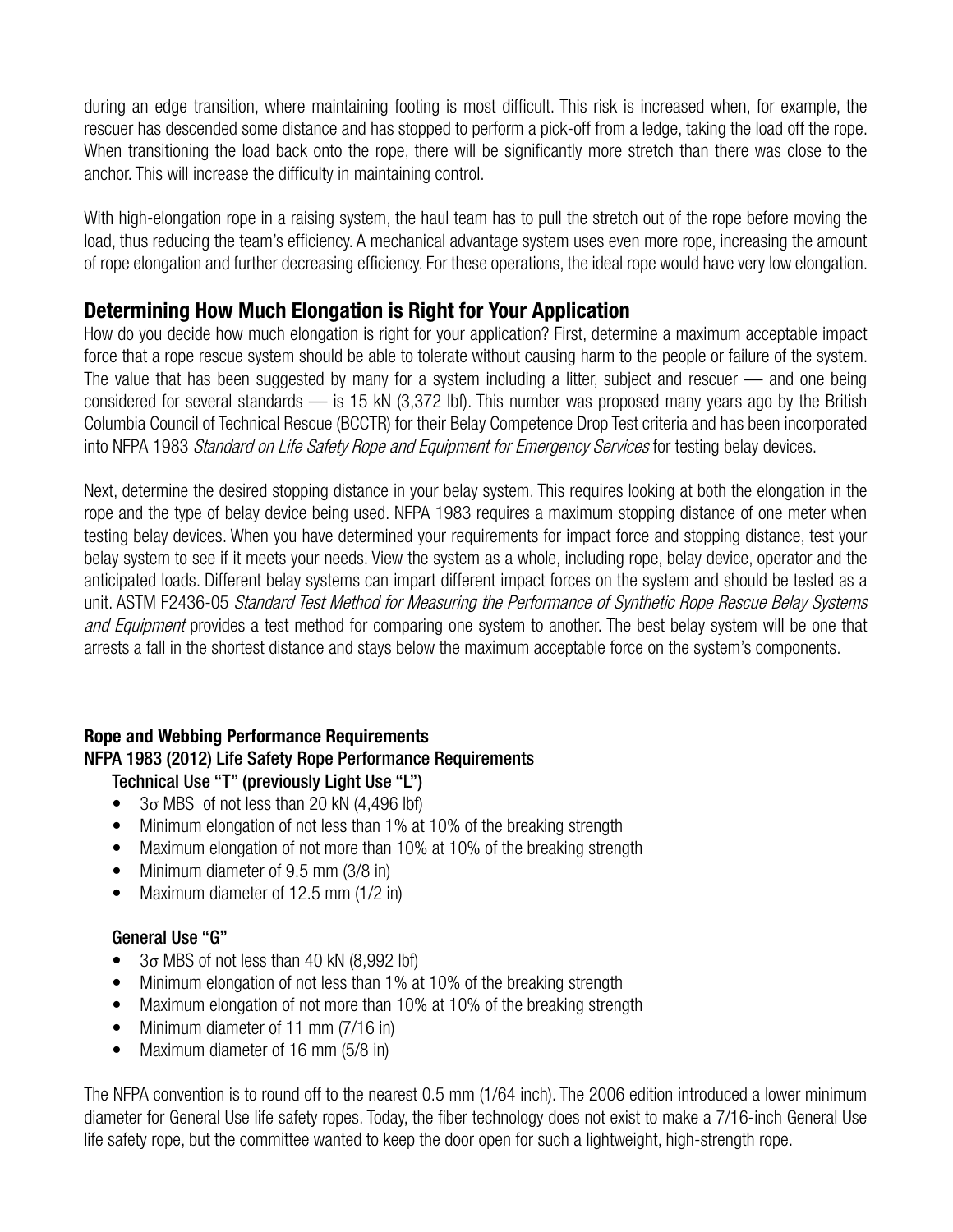during an edge transition, where maintaining footing is most difficult. This risk is increased when, for example, the rescuer has descended some distance and has stopped to perform a pick-off from a ledge, taking the load off the rope. When transitioning the load back onto the rope, there will be significantly more stretch than there was close to the anchor. This will increase the difficulty in maintaining control.

With high-elongation rope in a raising system, the haul team has to pull the stretch out of the rope before moving the load, thus reducing the team's efficiency. A mechanical advantage system uses even more rope, increasing the amount of rope elongation and further decreasing efficiency. For these operations, the ideal rope would have very low elongation.

## Determining How Much Elongation is Right for Your Application

How do you decide how much elongation is right for your application? First, determine a maximum acceptable impact force that a rope rescue system should be able to tolerate without causing harm to the people or failure of the system. The value that has been suggested by many for a system including a litter, subject and rescuer — and one being considered for several standards — is 15 kN (3,372 lbf). This number was proposed many years ago by the British Columbia Council of Technical Rescue (BCCTR) for their Belay Competence Drop Test criteria and has been incorporated into NFPA 1983 *Standard on Life Safety Rope and Equipment for Emergency Services* for testing belay devices.

Next, determine the desired stopping distance in your belay system. This requires looking at both the elongation in the rope and the type of belay device being used. NFPA 1983 requires a maximum stopping distance of one meter when testing belay devices. When you have determined your requirements for impact force and stopping distance, test your belay system to see if it meets your needs. View the system as a whole, including rope, belay device, operator and the anticipated loads. Different belay systems can impart different impact forces on the system and should be tested as a unit. ASTM F2436-05 *Standard Test Method for Measuring the Performance of Synthetic Rope Rescue Belay Systems and Equipment* provides a test method for comparing one system to another. The best belay system will be one that arrests a fall in the shortest distance and stays below the maximum acceptable force on the system's components.

**Rope and Webbing Performance Requirements**

**NFPA 1983 (2012) Life Safety Rope Performance Requirements**

**Technical Use "T" (previously Light Use "L")**

- $3\sigma$ MBS of not less than 20 kN (4,496 lbf)
- Minimum elongation of not less than 1% at 10% of the breaking strength
- Maximum elongation of not more than 10% at 10% of the breaking strength
- Minimum diameter of 9.5 mm (3/8 in)
- Maximum diameter of 12.5 mm (1/2 in)

**General Use "G"**

- $3\sigma$ MBS of not less than 40 kN (8,992 lbf)
- Minimum elongation of not less than 1% at 10% of the breaking strength
- Maximum elongation of not more than 10% at 10% of the breaking strength
- Minimum diameter of 11 mm (7/16 in)
- Maximum diameter of 16 mm (5/8 in)

The NFPA convention is to round off to the nearest 0.5 mm (1/64 inch). The 2006 edition introduced a lower minimum diameter for General Use life safety ropes. Today, the fiber technology does not exist to make a 7/16-inch General Use life safety rope, but the committee wanted to keep the door open for such a lightweight, high-strength rope.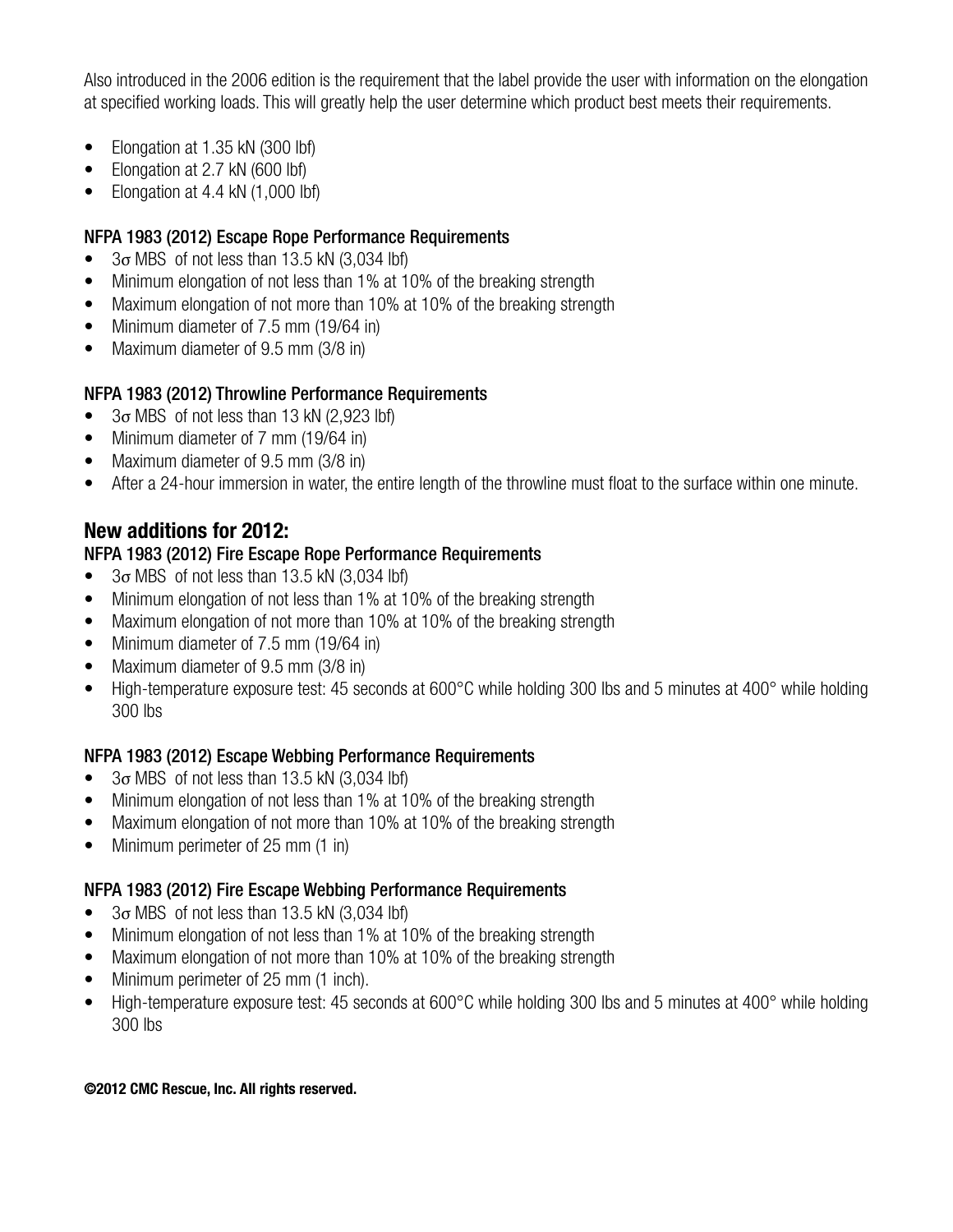Also introduced in the 2006 edition is the requirement that the label provide the user with information on the elongation at specified working loads. This will greatly help the user determine which product best meets their requirements.

- Elongation at 1.35 kN (300 lbf)
- Elongation at 2.7 kN (600 lbf)
- Elongation at 4.4 kN (1,000 lbf)

### NFPA 1983 (2012) Escape Rope Performance Requirements

- $3\sigma$ MBS of not less than 13.5 kN (3,034 lbf)
- Minimum elongation of not less than 1% at 10% of the breaking strength
- Maximum elongation of not more than 10% at 10% of the breaking strength
- Minimum diameter of 7.5 mm (19/64 in)
- Maximum diameter of 9.5 mm (3/8 in)

### NFPA 1983 (2012) Throwline Performance Requirements

- $3\sigma$ MBS of not less than 13 kN (2,923 lbf)
- Minimum diameter of 7 mm (19/64 in)
- Maximum diameter of 9.5 mm (3/8 in)
- After a 24-hour immersion in water, the entire length of the throwline must float to the surface within one minute.

## New additions for 2012:

### NFPA 1983 (2012) Fire Escape Rope Performance Requirements

- $3\sigma$ MBS of not less than 13.5 kN (3,034 lbf)
- Minimum elongation of not less than 1% at 10% of the breaking strength
- Maximum elongation of not more than 10% at 10% of the breaking strength
- Minimum diameter of 7.5 mm (19/64 in)
- Maximum diameter of 9.5 mm (3/8 in)
- High-temperature exposure test: 45 seconds at 600°C while holding 300 lbs and 5 minutes at 400° while holding 300 lbs

### NFPA 1983 (2012) Escape Webbing Performance Requirements

- $3\sigma$ MBS of not less than 13.5 kN (3,034 lbf)
- Minimum elongation of not less than 1% at 10% of the breaking strength
- Maximum elongation of not more than 10% at 10% of the breaking strength
- Minimum perimeter of 25 mm (1 in)

### NFPA 1983 (2012) Fire Escape Webbing Performance Requirements

- $3\sigma$ MBS of not less than 13.5 kN (3,034 lbf)
- Minimum elongation of not less than 1% at 10% of the breaking strength
- Maximum elongation of not more than 10% at 10% of the breaking strength
- Minimum perimeter of 25 mm (1 inch).
- High-temperature exposure test: 45 seconds at 600°C while holding 300 lbs and 5 minutes at 400° while holding 300 lbs

**©2012 CMC Rescue, Inc. All rights reserved.**